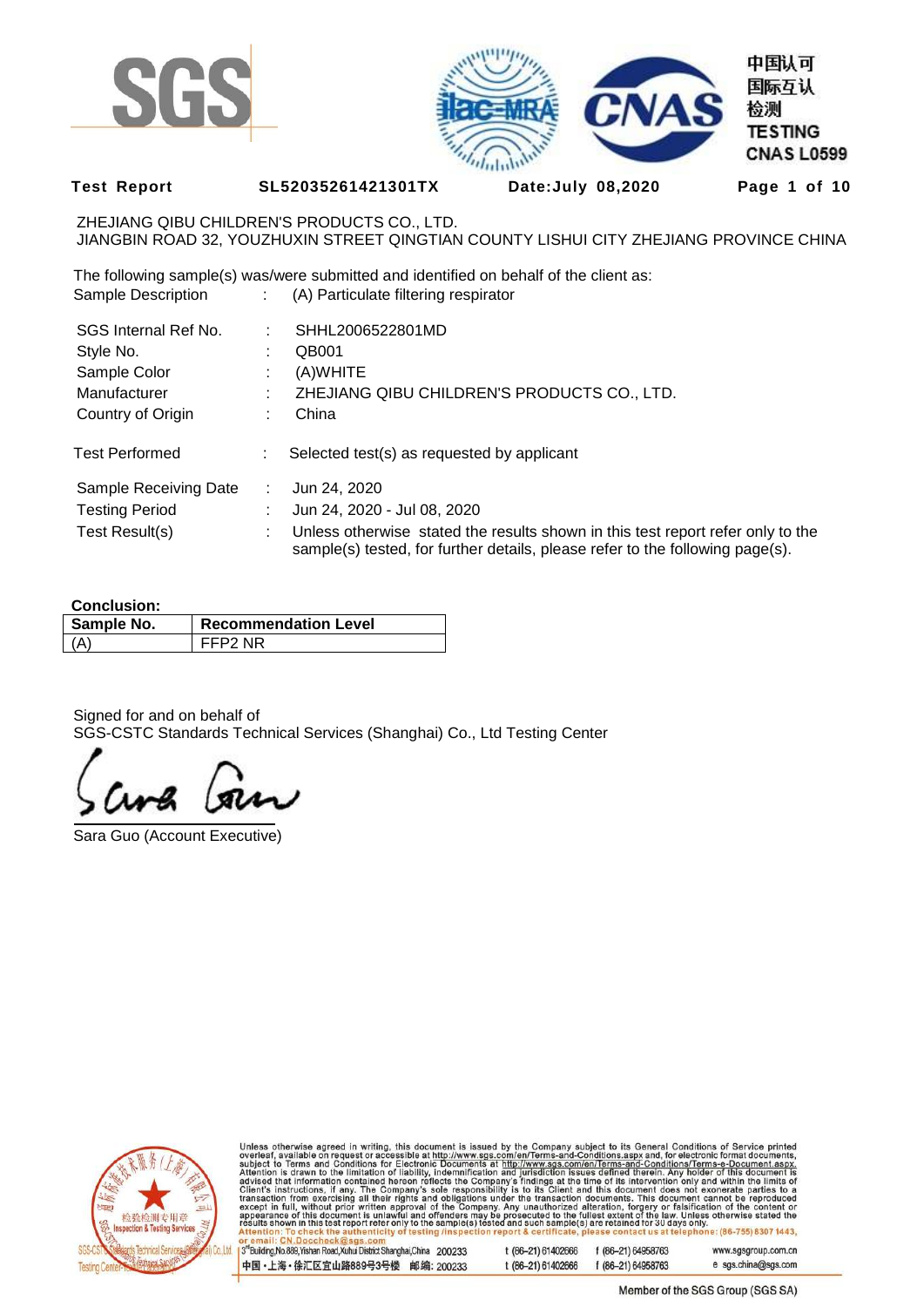**Test Report** SL52035261421301TX **Date:July 08,2020**

ZHEJIANG QIBU CHILDREN'S PRODUCTS CO., LTD.
JIANGBIN ROAD 32, YOUZHUXIN STREET QINGTIAN COUNTY LISHUI CITY ZHEJIANG PROVINCE CHINA

The following sample(s) was/were submitted and identified on behalf of the client as:

Sample Description : (A) Particulate filtering respirator

SGS Internal Ref No. : SHHL2006522801MD
Style No. : QB001
Sample Color : (A)WHITE
Manufacturer : ZHEJIANG QIBU CHILDREN'S PRODUCTS CO., LTD.
Country of Origin : China

Test Performed : Selected test(s) as requested by applicant

Sample Receiving Date : Jun 24, 2020
Testing Period : Jun 24, 2020 - Jul 08, 2020
Test Result(s) : Unless otherwise stated the results shown in this test report refer only to the sample(s) tested, for further details, please refer to the following page(s).

**Conclusion:**

| Sample No. | Recommendation Level |
|---|---|
| (A) | FFP2 NR |

Signed for and on behalf of
SGS-CSTC Standards Technical Services (Shanghai) Co., Ltd Testing Center

Sara Guo (Account Executive)

Unless otherwise agreed in writing, this document is issued by the Company subject to its General Conditions of Service printed overleaf, available on request or accessible at http://www.sgs.com/en/Terms-and-Conditions.aspx and, for electronic format documents, subject to Terms and Conditions for Electronic Documents at http://www.sgs.com/en/Terms-and-Conditions/Terms-e-Document.aspx. Attention is drawn to the limitation of liability, indemnification and jurisdiction issues defined therein. Any holder of this document is advised that information contained hereon reflects the Company's findings at the time of its intervention only and within the limits of Client's instructions, if any. The Company's sole responsibility is to its Client and this document does not exonerate parties to a transaction from exercising all their rights and obligations under the transaction documents. This document cannot be reproduced except in full, without prior written approval of the Company. Any unauthorized alteration, forgery or falsification of the content or appearance of this document is unlawful and offenders may be prosecuted to the fullest extent of the law. Unless otherwise stated the results shown in this test report refer only to the sample(s) tested and such sample(s) are retained for 30 days only.
Attention: To check the authenticity of testing /inspection report & certificate, please contact us at telephone: (86-755) 8307 1443, or email: CN.Doccheck@sgs.com

3rd Building,No.889,Yishan Road,Xuhui District Shanghai,China 200233 t (86-21) 61402666 f (86-21) 64958763 www.sgsgroup.com.cn
中国·上海·徐汇区宜山路889号3号楼 邮编: 200233 t (86-21) 61402666 f (86-21) 64958763 e sgs.china@sgs.com

Member of the SGS Group (SGS SA)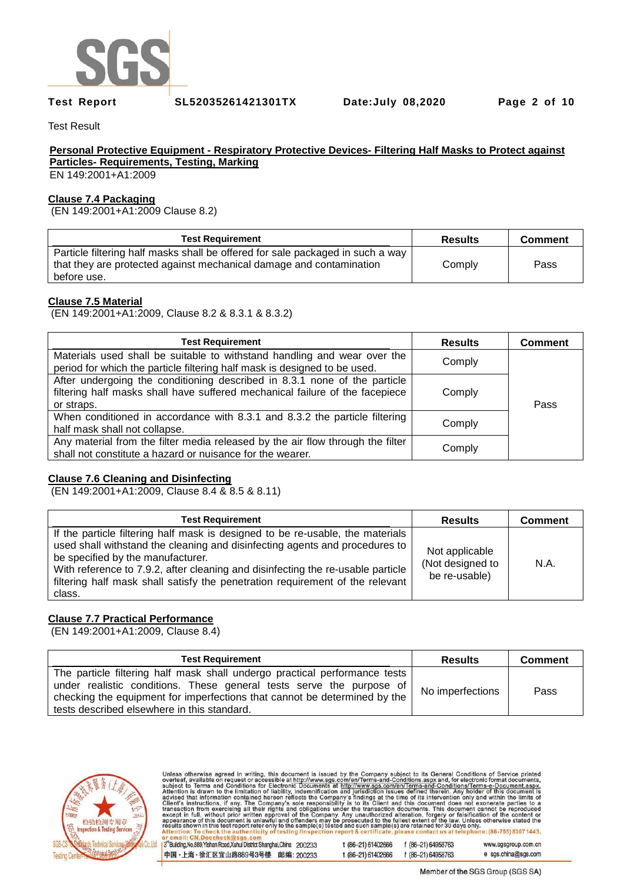Test Result

**Personal Protective Equipment - Respiratory Protective Devices- Filtering Half Masks to Protect against Particles- Requirements, Testing, Marking**

EN 149:2001+A1:2009

**Clause 7.4 Packaging**

(EN 149:2001+A1:2009 Clause 8.2)

| Test Requirement | Results | Comment |
|---|---|---|
| Particle filtering half masks shall be offered for sale packaged in such a way that they are protected against mechanical damage and contamination before use. | Comply | Pass |

**Clause 7.5 Material**

(EN 149:2001+A1:2009, Clause 8.2 & 8.3.1 & 8.3.2)

| Test Requirement | Results | Comment |
|---|---|---|
| Materials used shall be suitable to withstand handling and wear over the period for which the particle filtering half mask is designed to be used. | Comply | Pass |
| After undergoing the conditioning described in 8.3.1 none of the particle filtering half masks shall have suffered mechanical failure of the facepiece or straps. | Comply | |
| When conditioned in accordance with 8.3.1 and 8.3.2 the particle filtering half mask shall not collapse. | Comply | |
| Any material from the filter media released by the air flow through the filter shall not constitute a hazard or nuisance for the wearer. | Comply | |

**Clause 7.6 Cleaning and Disinfecting**

(EN 149:2001+A1:2009, Clause 8.4 & 8.5 & 8.11)

| Test Requirement | Results | Comment |
|---|---|---|
| If the particle filtering half mask is designed to be re-usable, the materials used shall withstand the cleaning and disinfecting agents and procedures to be specified by the manufacturer.<br>With reference to 7.9.2, after cleaning and disinfecting the re-usable particle filtering half mask shall satisfy the penetration requirement of the relevant class. | Not applicable (Not designed to be re-usable) | N.A. |

**Clause 7.7 Practical Performance**

(EN 149:2001+A1:2009, Clause 8.4)

| Test Requirement | Results | Comment |
|---|---|---|
| The particle filtering half mask shall undergo practical performance tests under realistic conditions. These general tests serve the purpose of checking the equipment for imperfections that cannot be determined by the tests described elsewhere in this standard. | No imperfections | Pass |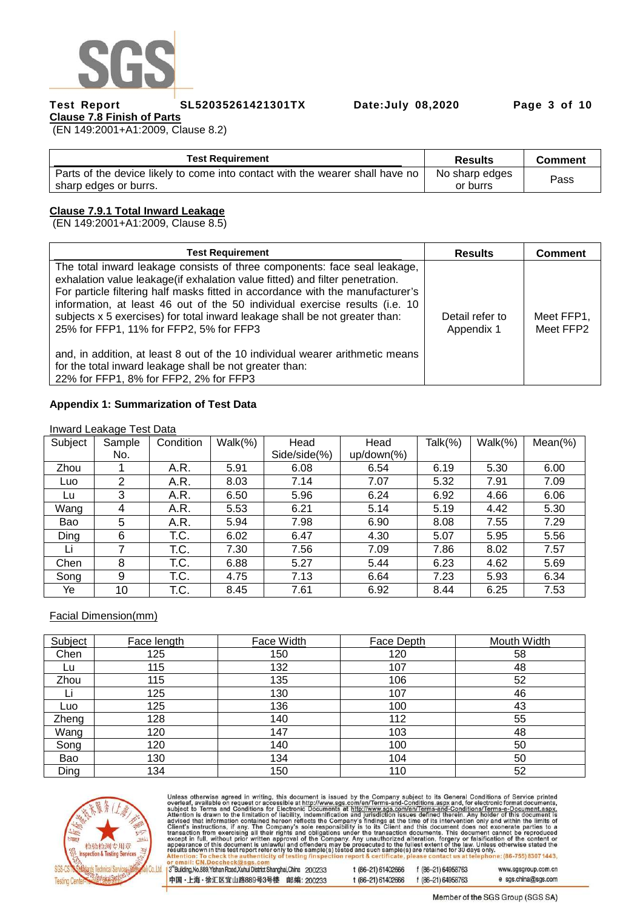**Clause 7.8 Finish of Parts**

(EN 149:2001+A1:2009, Clause 8.2)

| Test Requirement | Results | Comment |
|---|---|---|
| Parts of the device likely to come into contact with the wearer shall have no sharp edges or burrs. | No sharp edges or burrs | Pass |

**Clause 7.9.1 Total Inward Leakage**

(EN 149:2001+A1:2009, Clause 8.5)

| Test Requirement | Results | Comment |
|---|---|---|
| The total inward leakage consists of three components: face seal leakage, exhalation value leakage(if exhalation value fitted) and filter penetration. For particle filtering half masks fitted in accordance with the manufacturer's information, at least 46 out of the 50 individual exercise results (i.e. 10 subjects x 5 exercises) for total inward leakage shall be not greater than: 25% for FFP1, 11% for FFP2, 5% for FFP3<br><br>and, in addition, at least 8 out of the 10 individual wearer arithmetic means for the total inward leakage shall be not greater than: 22% for FFP1, 8% for FFP2, 2% for FFP3 | Detail refer to Appendix 1 | Meet FFP1, Meet FFP2 |

**Appendix 1: Summarization of Test Data**

Inward Leakage Test Data

| Subject | Sample No. | Condition | Walk(%) | Head Side/side(%) | Head up/down(%) | Talk(%) | Walk(%) | Mean(%) |
|---|---|---|---|---|---|---|---|---|
| Zhou | 1 | A.R. | 5.91 | 6.08 | 6.54 | 6.19 | 5.30 | 6.00 |
| Luo | 2 | A.R. | 8.03 | 7.14 | 7.07 | 5.32 | 7.91 | 7.09 |
| Lu | 3 | A.R. | 6.50 | 5.96 | 6.24 | 6.92 | 4.66 | 6.06 |
| Wang | 4 | A.R. | 5.53 | 6.21 | 5.14 | 5.19 | 4.42 | 5.30 |
| Bao | 5 | A.R. | 5.94 | 7.98 | 6.90 | 8.08 | 7.55 | 7.29 |
| Ding | 6 | T.C. | 6.02 | 6.47 | 4.30 | 5.07 | 5.95 | 5.56 |
| Li | 7 | T.C. | 7.30 | 7.56 | 7.09 | 7.86 | 8.02 | 7.57 |
| Chen | 8 | T.C. | 6.88 | 5.27 | 5.44 | 6.23 | 4.62 | 5.69 |
| Song | 9 | T.C. | 4.75 | 7.13 | 6.64 | 7.23 | 5.93 | 6.34 |
| Ye | 10 | T.C. | 8.45 | 7.61 | 6.92 | 8.44 | 6.25 | 7.53 |

Facial Dimension(mm)

| Subject | Face length | Face Width | Face Depth | Mouth Width |
|---|---|---|---|---|
| Chen | 125 | 150 | 120 | 58 |
| Lu | 115 | 132 | 107 | 48 |
| Zhou | 115 | 135 | 106 | 52 |
| Li | 125 | 130 | 107 | 46 |
| Luo | 125 | 136 | 100 | 43 |
| Zheng | 128 | 140 | 112 | 55 |
| Wang | 120 | 147 | 103 | 48 |
| Song | 120 | 140 | 100 | 50 |
| Bao | 130 | 134 | 104 | 50 |
| Ding | 134 | 150 | 110 | 52 |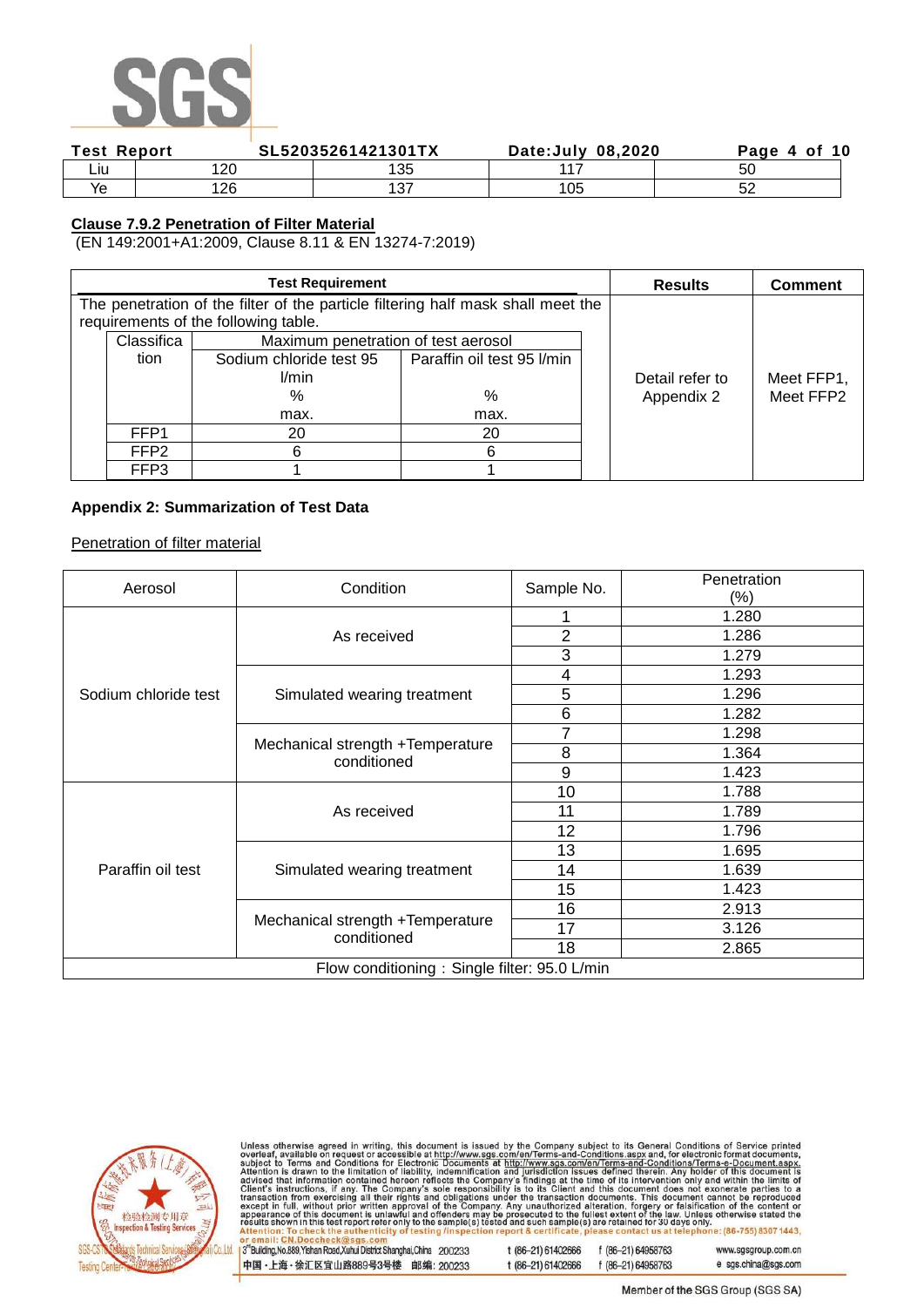| Liu | 120 | 135 | 117 | 50 |
|---|---|---|---|---|
| Ye | 126 | 137 | 105 | 52 |

**Clause 7.9.2 Penetration of Filter Material**

(EN 149:2001+A1:2009, Clause 8.11 & EN 13274-7:2019)

| Test Requirement | Results | Comment |
|---|---|---|
| The penetration of the filter of the particle filtering half mask shall meet the requirements of the following table. | Detail refer to Appendix 2 | Meet FFP1, Meet FFP2 |

| Classification | Maximum penetration of test aerosol | |
|---|---|---|
| | Sodium chloride test 95 l/min % max. | Paraffin oil test 95 l/min % max. |
| FFP1 | 20 | 20 |
| FFP2 | 6 | 6 |
| FFP3 | 1 | 1 |

**Appendix 2: Summarization of Test Data**

Penetration of filter material

| Aerosol | Condition | Sample No. | Penetration (%) |
|---|---|---|---|
| Sodium chloride test | As received | 1 | 1.280 |
| | | 2 | 1.286 |
| | | 3 | 1.279 |
| | Simulated wearing treatment | 4 | 1.293 |
| | | 5 | 1.296 |
| | | 6 | 1.282 |
| | Mechanical strength +Temperature conditioned | 7 | 1.298 |
| | | 8 | 1.364 |
| | | 9 | 1.423 |
| Paraffin oil test | As received | 10 | 1.788 |
| | | 11 | 1.789 |
| | | 12 | 1.796 |
| | Simulated wearing treatment | 13 | 1.695 |
| | | 14 | 1.639 |
| | | 15 | 1.423 |
| | Mechanical strength +Temperature conditioned | 16 | 2.913 |
| | | 17 | 3.126 |
| | | 18 | 2.865 |
| Flow conditioning：Single filter: 95.0 L/min | | | |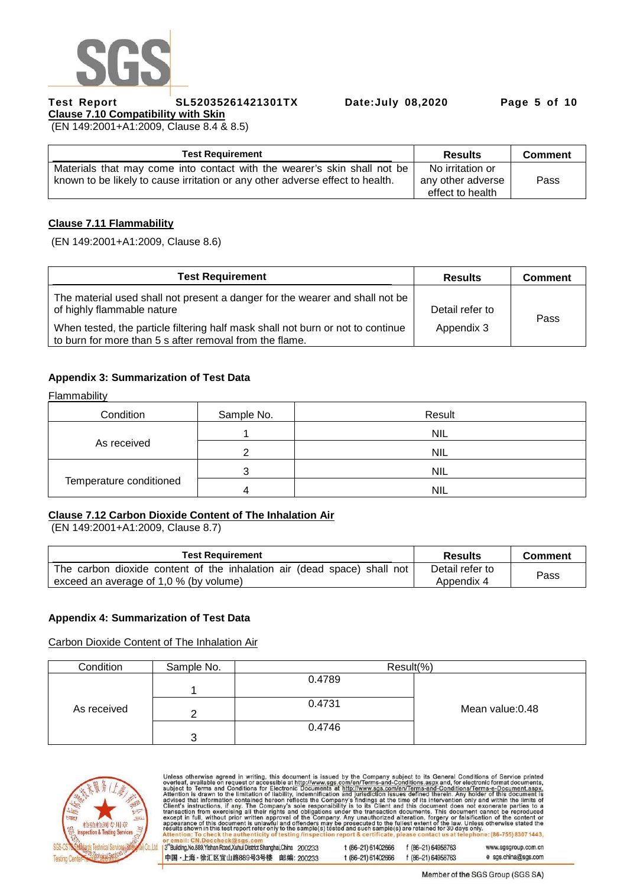## Clause 7.10 Compatibility with Skin

(EN 149:2001+A1:2009, Clause 8.4 & 8.5)

| Test Requirement | Results | Comment |
| --- | --- | --- |
| Materials that may come into contact with the wearer's skin shall not be known to be likely to cause irritation or any other adverse effect to health. | No irritation or any other adverse effect to health | Pass |

## Clause 7.11 Flammability

(EN 149:2001+A1:2009, Clause 8.6)

| Test Requirement | Results | Comment |
| --- | --- | --- |
| The material used shall not present a danger for the wearer and shall not be of highly flammable nature<br>When tested, the particle filtering half mask shall not burn or not to continue to burn for more than 5 s after removal from the flame. | Detail refer to Appendix 3 | Pass |

### Appendix 3: Summarization of Test Data

Flammability

| Condition | Sample No. | Result |
| --- | --- | --- |
| As received | 1 | NIL |
| | 2 | NIL |
| Temperature conditioned | 3 | NIL |
| | 4 | NIL |

## Clause 7.12 Carbon Dioxide Content of The Inhalation Air

(EN 149:2001+A1:2009, Clause 8.7)

| Test Requirement | Results | Comment |
| --- | --- | --- |
| The carbon dioxide content of the inhalation air (dead space) shall not exceed an average of 1,0 % (by volume) | Detail refer to Appendix 4 | Pass |

### Appendix 4: Summarization of Test Data

Carbon Dioxide Content of The Inhalation Air

| Condition | Sample No. | Result(%) | |
| --- | --- | --- | --- |
| As received | 1 | 0.4789 | Mean value:0.48 |
| | 2 | 0.4731 | |
| | 3 | 0.4746 | |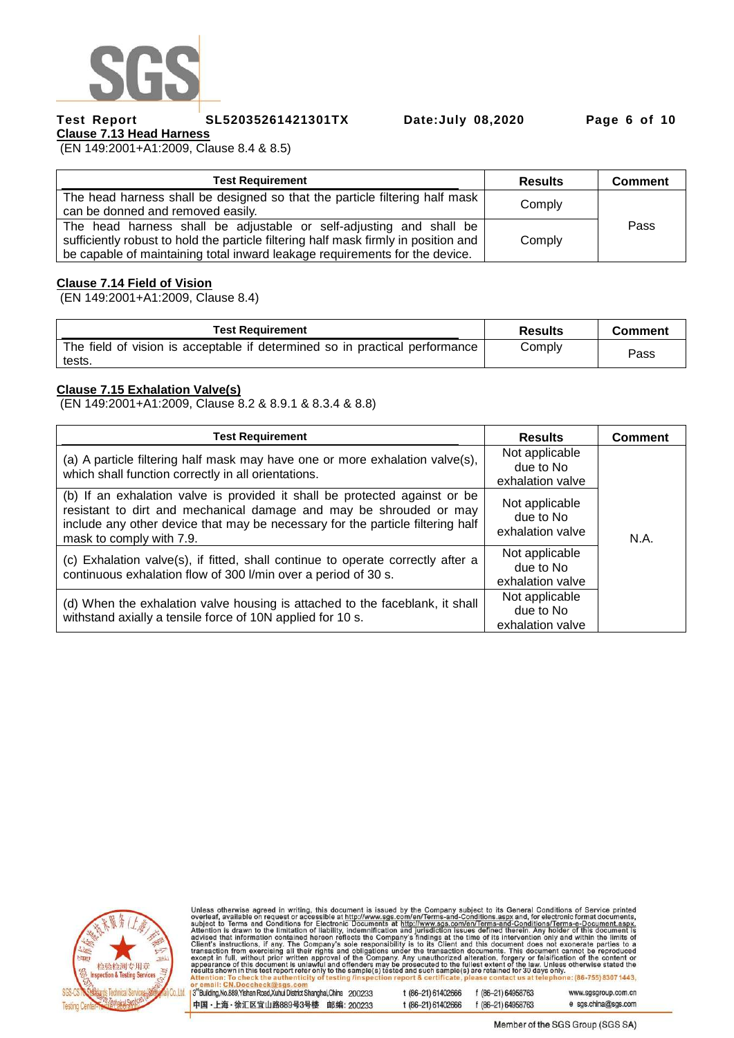## Clause 7.13 Head Harness

(EN 149:2001+A1:2009, Clause 8.4 & 8.5)

| Test Requirement | Results | Comment |
|---|---|---|
| The head harness shall be designed so that the particle filtering half mask can be donned and removed easily. | Comply | Pass |
| The head harness shall be adjustable or self-adjusting and shall be sufficiently robust to hold the particle filtering half mask firmly in position and be capable of maintaining total inward leakage requirements for the device. | Comply | |

## Clause 7.14 Field of Vision

(EN 149:2001+A1:2009, Clause 8.4)

| Test Requirement | Results | Comment |
|---|---|---|
| The field of vision is acceptable if determined so in practical performance tests. | Comply | Pass |

## Clause 7.15 Exhalation Valve(s)

(EN 149:2001+A1:2009, Clause 8.2 & 8.9.1 & 8.3.4 & 8.8)

| Test Requirement | Results | Comment |
|---|---|---|
| (a) A particle filtering half mask may have one or more exhalation valve(s), which shall function correctly in all orientations. | Not applicable due to No exhalation valve | N.A. |
| (b) If an exhalation valve is provided it shall be protected against or be resistant to dirt and mechanical damage and may be shrouded or may include any other device that may be necessary for the particle filtering half mask to comply with 7.9. | Not applicable due to No exhalation valve | |
| (c) Exhalation valve(s), if fitted, shall continue to operate correctly after a continuous exhalation flow of 300 l/min over a period of 30 s. | Not applicable due to No exhalation valve | |
| (d) When the exhalation valve housing is attached to the faceblank, it shall withstand axially a tensile force of 10N applied for 10 s. | Not applicable due to No exhalation valve | |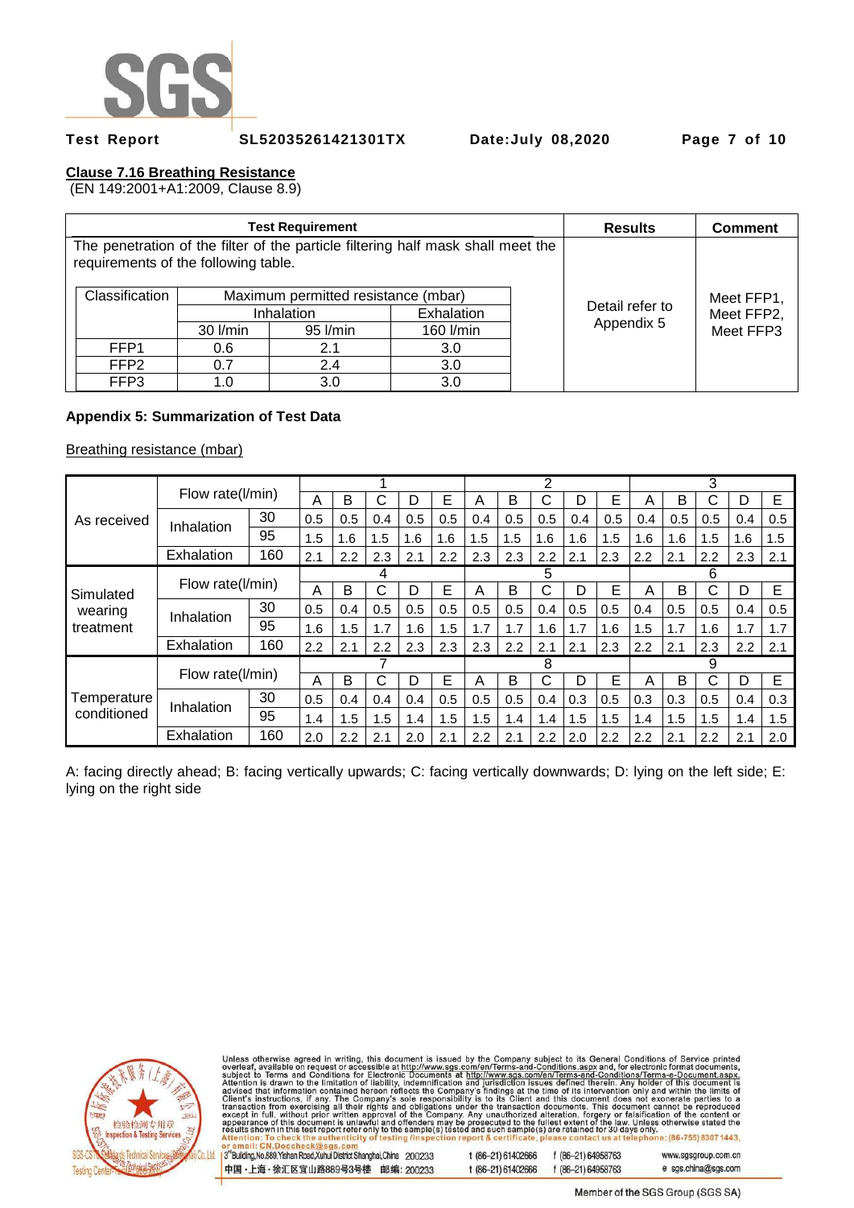**Clause 7.16 Breathing Resistance**
(EN 149:2001+A1:2009, Clause 8.9)

| Test Requirement | | | | Results | Comment |
|---|---|---|---|---|---|
| The penetration of the filter of the particle filtering half mask shall meet the requirements of the following table. | | | | Detail refer to Appendix 5 | Meet FFP1, Meet FFP2, Meet FFP3 |
| Classification | Maximum permitted resistance (mbar) | | | | |
| | Inhalation | | Exhalation | | |
| | 30 l/min | 95 l/min | 160 l/min | | |
| FFP1 | 0.6 | 2.1 | 3.0 | | |
| FFP2 | 0.7 | 2.4 | 3.0 | | |
| FFP3 | 1.0 | 3.0 | 3.0 | | |

**Appendix 5: Summarization of Test Data**

Breathing resistance (mbar)

| | Flow rate(l/min) | | 1 | | | | | 2 | | | | | 3 | | | | |
|---|---|---|---|---|---|---|---|---|---|---|---|---|---|---|---|---|---|
| | | | A | B | C | D | E | A | B | C | D | E | A | B | C | D | E |
| As received | Inhalation | 30 | 0.5 | 0.5 | 0.4 | 0.5 | 0.5 | 0.4 | 0.5 | 0.5 | 0.4 | 0.5 | 0.4 | 0.5 | 0.5 | 0.4 | 0.5 |
| | | 95 | 1.5 | 1.6 | 1.5 | 1.6 | 1.6 | 1.5 | 1.5 | 1.6 | 1.6 | 1.5 | 1.6 | 1.6 | 1.5 | 1.6 | 1.5 |
| | Exhalation | 160 | 2.1 | 2.2 | 2.3 | 2.1 | 2.2 | 2.3 | 2.3 | 2.2 | 2.1 | 2.3 | 2.2 | 2.1 | 2.2 | 2.3 | 2.1 |
| Simulated wearing treatment | Flow rate(l/min) | | 4 | | | | | 5 | | | | | 6 | | | | |
| | | | A | B | C | D | E | A | B | C | D | E | A | B | C | D | E |
| | Inhalation | 30 | 0.5 | 0.4 | 0.5 | 0.5 | 0.5 | 0.5 | 0.5 | 0.4 | 0.5 | 0.5 | 0.4 | 0.5 | 0.5 | 0.4 | 0.5 |
| | | 95 | 1.6 | 1.5 | 1.7 | 1.6 | 1.5 | 1.7 | 1.7 | 1.6 | 1.7 | 1.6 | 1.5 | 1.7 | 1.6 | 1.7 | 1.7 |
| | Exhalation | 160 | 2.2 | 2.1 | 2.2 | 2.3 | 2.3 | 2.3 | 2.2 | 2.1 | 2.1 | 2.3 | 2.2 | 2.1 | 2.3 | 2.2 | 2.1 |
| Temperature conditioned | Flow rate(l/min) | | 7 | | | | | 8 | | | | | 9 | | | | |
| | | | A | B | C | D | E | A | B | C | D | E | A | B | C | D | E |
| | Inhalation | 30 | 0.5 | 0.4 | 0.4 | 0.4 | 0.5 | 0.5 | 0.5 | 0.4 | 0.3 | 0.5 | 0.3 | 0.3 | 0.5 | 0.4 | 0.3 |
| | | 95 | 1.4 | 1.5 | 1.5 | 1.4 | 1.5 | 1.5 | 1.4 | 1.4 | 1.5 | 1.5 | 1.4 | 1.5 | 1.5 | 1.4 | 1.5 |
| | Exhalation | 160 | 2.0 | 2.2 | 2.1 | 2.0 | 2.1 | 2.2 | 2.1 | 2.2 | 2.0 | 2.2 | 2.2 | 2.1 | 2.2 | 2.1 | 2.0 |

A: facing directly ahead; B: facing vertically upwards; C: facing vertically downwards; D: lying on the left side; E: lying on the right side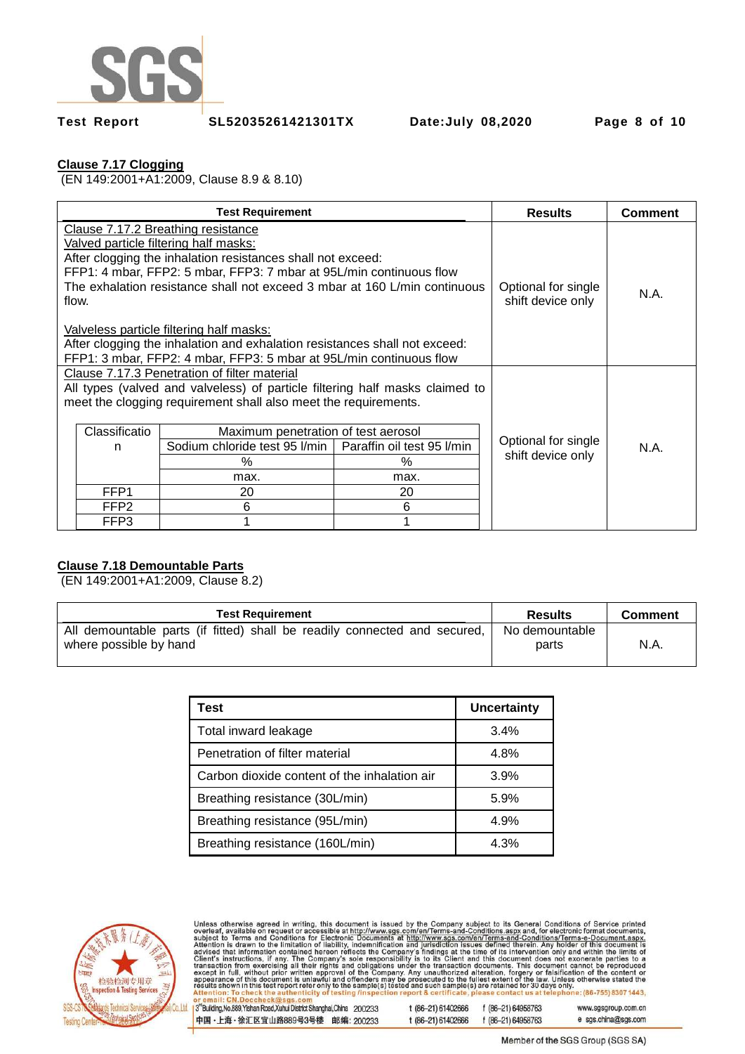**Clause 7.17 Clogging**

(EN 149:2001+A1:2009, Clause 8.9 & 8.10)

| Test Requirement | Results | Comment |
|---|---|---|
| Clause 7.17.2 Breathing resistance<br>Valved particle filtering half masks:<br>After clogging the inhalation resistances shall not exceed:<br>FFP1: 4 mbar, FFP2: 5 mbar, FFP3: 7 mbar at 95L/min continuous flow<br>The exhalation resistance shall not exceed 3 mbar at 160 L/min continuous flow.<br><br>Valveless particle filtering half masks:<br>After clogging the inhalation and exhalation resistances shall not exceed:<br>FFP1: 3 mbar, FFP2: 4 mbar, FFP3: 5 mbar at 95L/min continuous flow | Optional for single shift device only | N.A. |
| Clause 7.17.3 Penetration of filter material<br>All types (valved and valveless) of particle filtering half masks claimed to meet the clogging requirement shall also meet the requirements. | Optional for single shift device only | N.A. |

| Classification | Maximum penetration of test aerosol | |
|---|---|---|
| | Sodium chloride test 95 l/min | Paraffin oil test 95 l/min |
| | % | % |
| | max. | max. |
| FFP1 | 20 | 20 |
| FFP2 | 6 | 6 |
| FFP3 | 1 | 1 |

**Clause 7.18 Demountable Parts**

(EN 149:2001+A1:2009, Clause 8.2)

| Test Requirement | Results | Comment |
|---|---|---|
| All demountable parts (if fitted) shall be readily connected and secured, where possible by hand | No demountable parts | N.A. |

| Test | Uncertainty |
|---|---|
| Total inward leakage | 3.4% |
| Penetration of filter material | 4.8% |
| Carbon dioxide content of the inhalation air | 3.9% |
| Breathing resistance (30L/min) | 5.9% |
| Breathing resistance (95L/min) | 4.9% |
| Breathing resistance (160L/min) | 4.3% |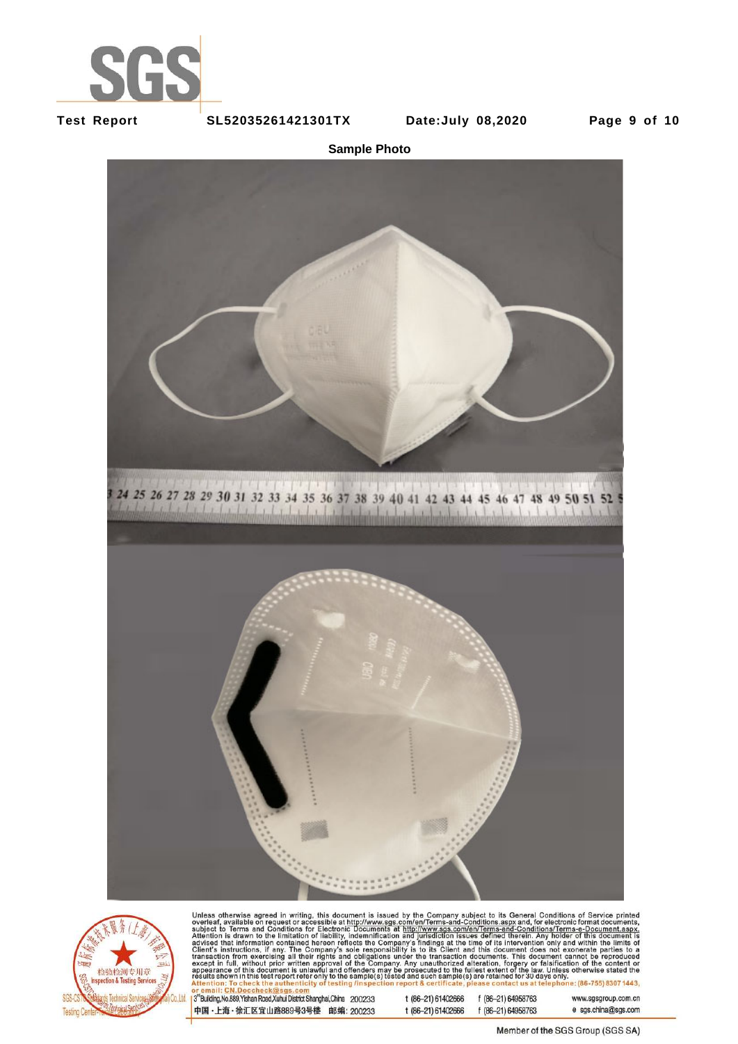**Sample Photo**

Unless otherwise agreed in writing, this document is issued by the Company subject to its General Conditions of Service printed overleaf, available on request or accessible at http://www.sgs.com/en/Terms-and-Conditions.aspx and, for electronic format documents, subject to Terms and Conditions for Electronic Documents at http://www.sgs.com/en/Terms-and-Conditions/Terms-e-Document.aspx. Attention is drawn to the limitation of liability, indemnification and jurisdiction issues defined therein. Any holder of this document is advised that information contained hereon reflects the Company's findings at the time of its intervention only and within the limits of Client's instructions, if any. The Company's sole responsibility is to its Client and this document does not exonerate parties to a transaction from exercising all their rights and obligations under the transaction documents. This document cannot be reproduced except in full, without prior written approval of the Company. Any unauthorized alteration, forgery or falsification of the content or appearance of this document is unlawful and offenders may be prosecuted to the fullest extent of the law. Unless otherwise stated the results shown in this test report refer only to the sample(s) tested and such sample(s) are retained for 30 days only.
**Attention: To check the authenticity of testing /inspection report & certificate, please contact us at telephone: (86-755) 8307 1443, or email: CN.Doccheck@sgs.com**

3rd Building, No.889, Yishan Road, Xuhui District Shanghai, China 200233 t (86-21) 61402666 f (86-21) 64958763 www.sgsgroup.com.cn
中国・上海・徐汇区宜山路889号3号楼 邮编: 200233 t (86-21) 61402666 f (86-21) 64958763 e sgs.china@sgs.com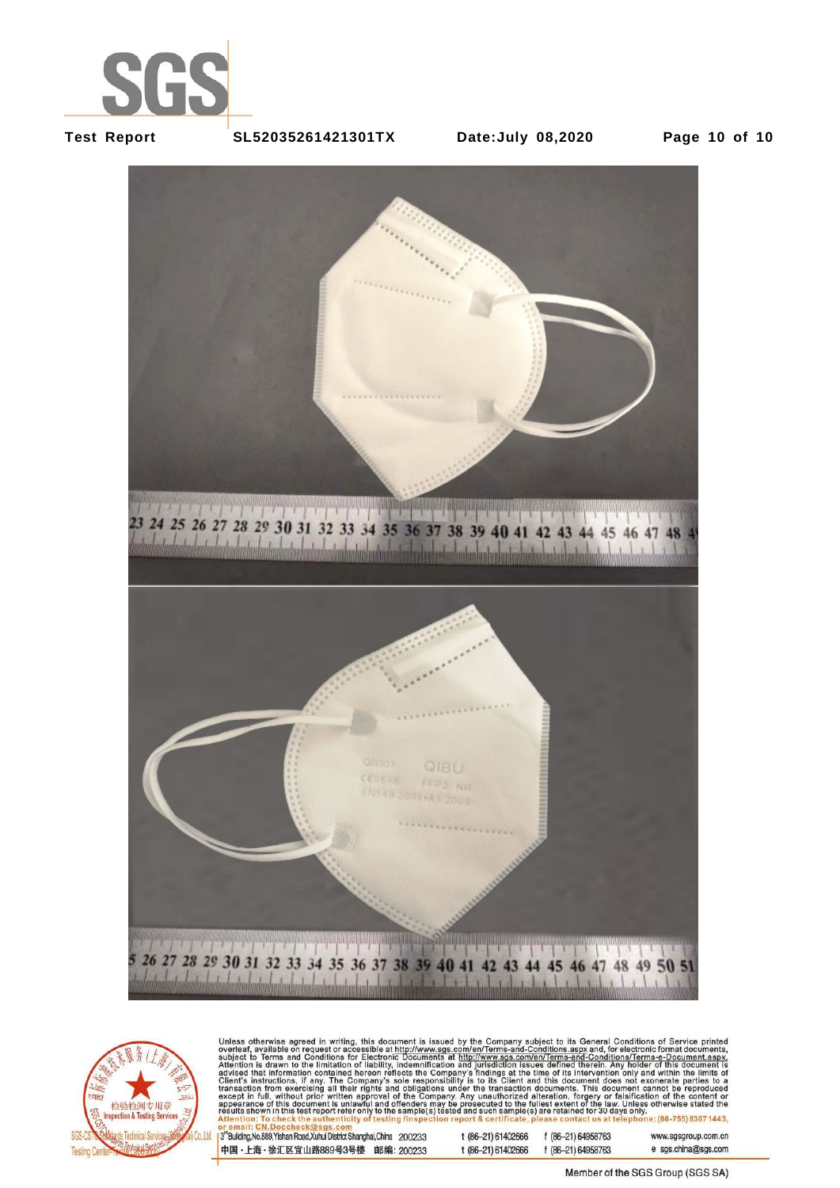Unless otherwise agreed in writing, this document is issued by the Company subject to its General Conditions of Service printed overleaf, available on request or accessible at http://www.sgs.com/en/Terms-and-Conditions.aspx and, for electronic format documents, subject to Terms and Conditions for Electronic Documents at http://www.sgs.com/en/Terms-and-Conditions/Terms-e-Document.aspx. Attention is drawn to the limitation of liability, indemnification and jurisdiction issues defined therein. Any holder of this document is advised that information contained hereon reflects the Company's findings at the time of its intervention only and within the limits of Client's instructions, if any. The Company's sole responsibility is to its Client and this document does not exonerate parties to a transaction from exercising all their rights and obligations under the transaction documents. This document cannot be reproduced except in full, without prior written approval of the Company. Any unauthorized alteration, forgery or falsification of the content or appearance of this document is unlawful and offenders may be prosecuted to the fullest extent of the law. Unless otherwise stated the results shown in this test report refer only to the sample(s) tested and such sample(s) are retained for 30 days only.

**Attention: To check the authenticity of testing /inspection report & certificate, please contact us at telephone: (86-755) 8307 1443, or email: CN.Doccheck@sgs.com**

3rd Building, No.889, Yishan Road, Xuhui District Shanghai, China 200233 t (86-21) 61402666 f (86-21) 64958763 www.sgsgroup.com.cn

中国・上海・徐汇区宜山路889号3号楼 邮编: 200233 t (86-21) 61402666 f (86-21) 64958763 e sgs.china@sgs.com

Member of the SGS Group (SGS SA)